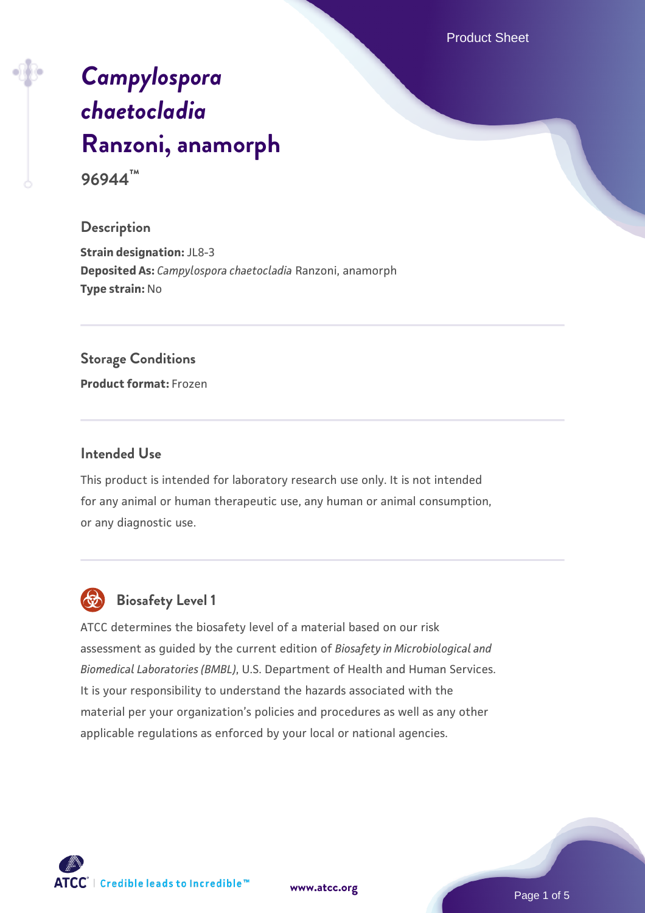# *Campylospora chaetocladia* Ranzoni, anamorph

**96944™**

## Description

**Strain designation:** JL8-3
**Deposited As:** *Campylospora chaetocladia* Ranzoni, anamorph
**Type strain:** No

## Storage Conditions

**Product format:** Frozen

## Intended Use

This product is intended for laboratory research use only. It is not intended for any animal or human therapeutic use, any human or animal consumption, or any diagnostic use.

## Biosafety Level 1

ATCC determines the biosafety level of a material based on our risk assessment as guided by the current edition of *Biosafety in Microbiological and Biomedical Laboratories (BMBL)*, U.S. Department of Health and Human Services. It is your responsibility to understand the hazards associated with the material per your organization's policies and procedures as well as any other applicable regulations as enforced by your local or national agencies.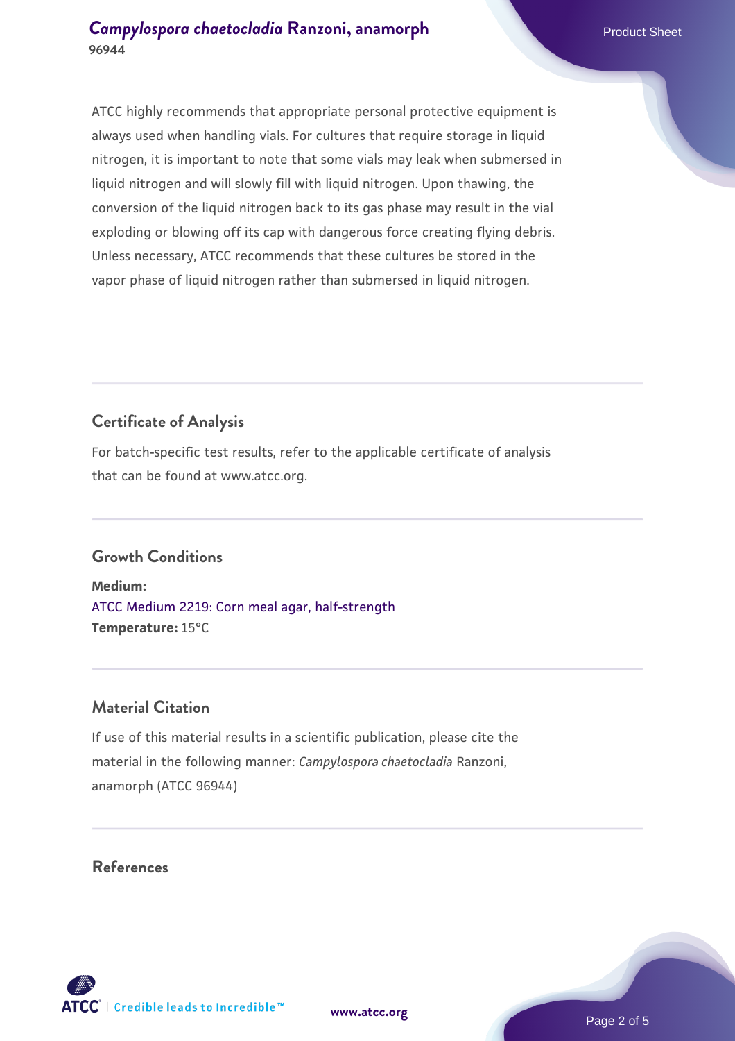ATCC highly recommends that appropriate personal protective equipment is always used when handling vials. For cultures that require storage in liquid nitrogen, it is important to note that some vials may leak when submersed in liquid nitrogen and will slowly fill with liquid nitrogen. Upon thawing, the conversion of the liquid nitrogen back to its gas phase may result in the vial exploding or blowing off its cap with dangerous force creating flying debris. Unless necessary, ATCC recommends that these cultures be stored in the vapor phase of liquid nitrogen rather than submersed in liquid nitrogen.

## Certificate of Analysis

For batch-specific test results, refer to the applicable certificate of analysis that can be found at www.atcc.org.

## Growth Conditions

**Medium:**
ATCC Medium 2219: Corn meal agar, half-strength
**Temperature:** 15°C

## Material Citation

If use of this material results in a scientific publication, please cite the material in the following manner: *Campylospora chaetocladia* Ranzoni, anamorph (ATCC 96944)

## References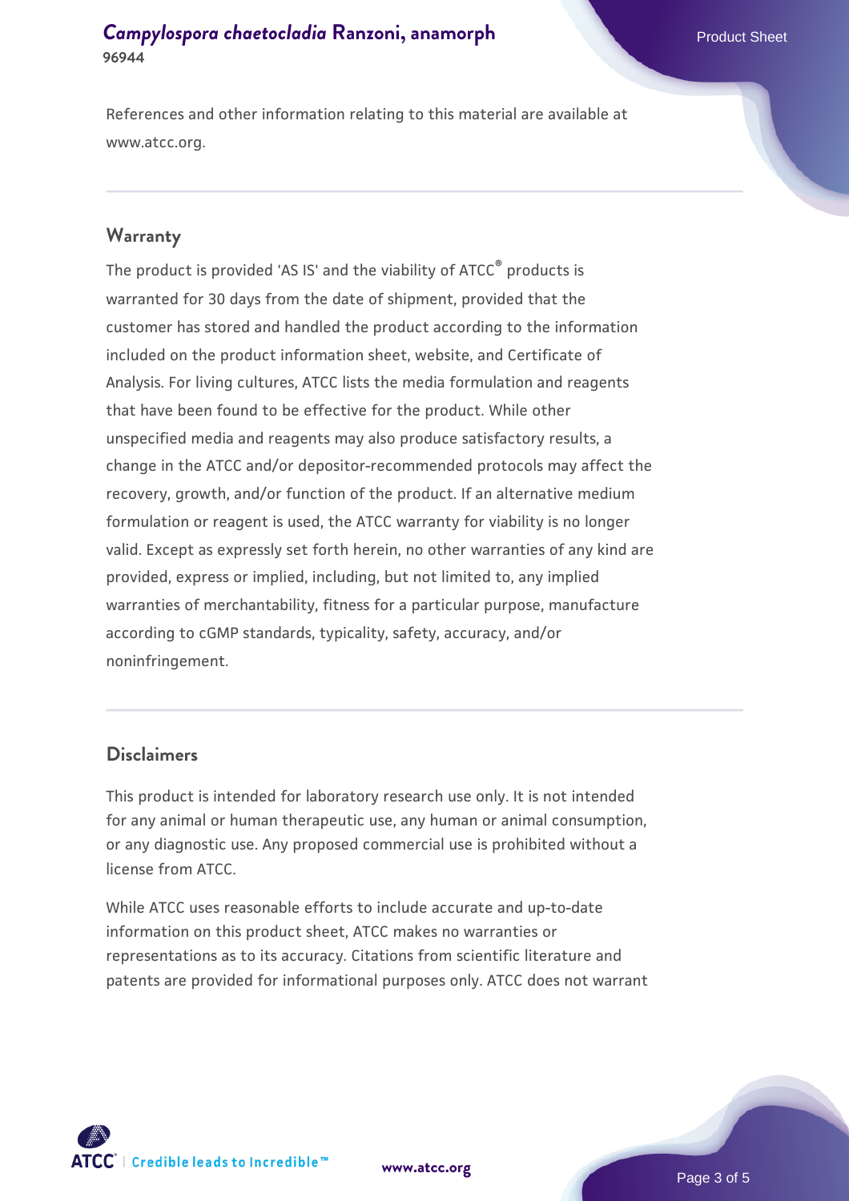References and other information relating to this material are available at www.atcc.org.

## Warranty

The product is provided 'AS IS' and the viability of ATCC® products is warranted for 30 days from the date of shipment, provided that the customer has stored and handled the product according to the information included on the product information sheet, website, and Certificate of Analysis. For living cultures, ATCC lists the media formulation and reagents that have been found to be effective for the product. While other unspecified media and reagents may also produce satisfactory results, a change in the ATCC and/or depositor-recommended protocols may affect the recovery, growth, and/or function of the product. If an alternative medium formulation or reagent is used, the ATCC warranty for viability is no longer valid. Except as expressly set forth herein, no other warranties of any kind are provided, express or implied, including, but not limited to, any implied warranties of merchantability, fitness for a particular purpose, manufacture according to cGMP standards, typicality, safety, accuracy, and/or noninfringement.

## Disclaimers

This product is intended for laboratory research use only. It is not intended for any animal or human therapeutic use, any human or animal consumption, or any diagnostic use. Any proposed commercial use is prohibited without a license from ATCC.

While ATCC uses reasonable efforts to include accurate and up-to-date information on this product sheet, ATCC makes no warranties or representations as to its accuracy. Citations from scientific literature and patents are provided for informational purposes only. ATCC does not warrant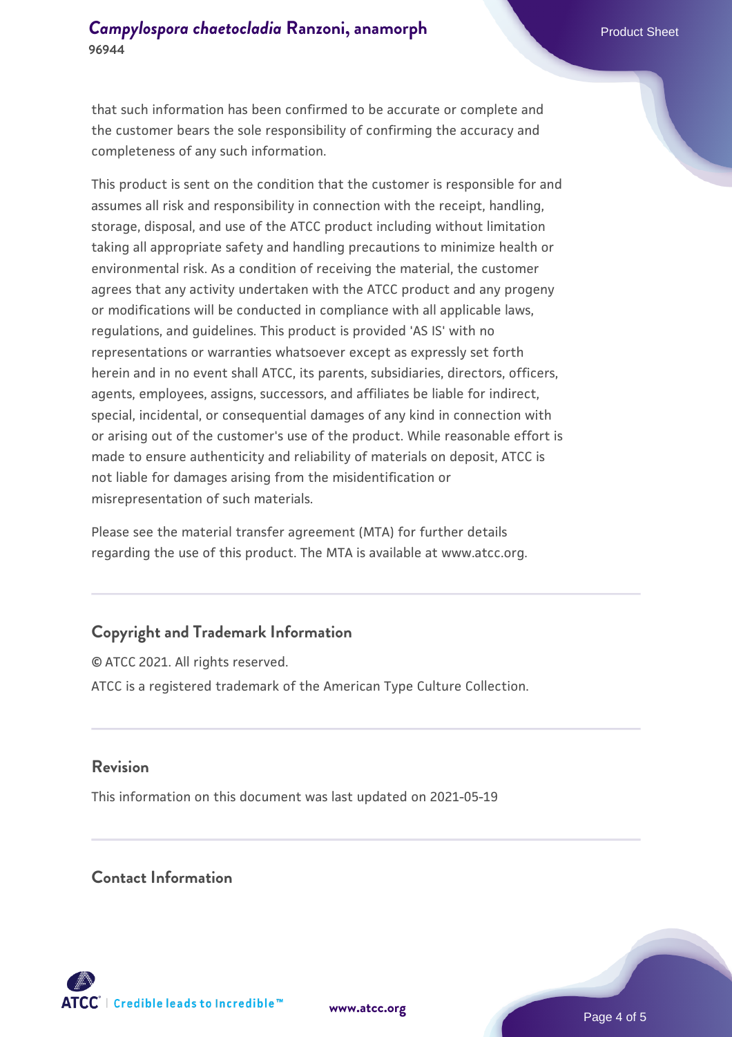that such information has been confirmed to be accurate or complete and the customer bears the sole responsibility of confirming the accuracy and completeness of any such information.

This product is sent on the condition that the customer is responsible for and assumes all risk and responsibility in connection with the receipt, handling, storage, disposal, and use of the ATCC product including without limitation taking all appropriate safety and handling precautions to minimize health or environmental risk. As a condition of receiving the material, the customer agrees that any activity undertaken with the ATCC product and any progeny or modifications will be conducted in compliance with all applicable laws, regulations, and guidelines. This product is provided 'AS IS' with no representations or warranties whatsoever except as expressly set forth herein and in no event shall ATCC, its parents, subsidiaries, directors, officers, agents, employees, assigns, successors, and affiliates be liable for indirect, special, incidental, or consequential damages of any kind in connection with or arising out of the customer's use of the product. While reasonable effort is made to ensure authenticity and reliability of materials on deposit, ATCC is not liable for damages arising from the misidentification or misrepresentation of such materials.

Please see the material transfer agreement (MTA) for further details regarding the use of this product. The MTA is available at www.atcc.org.

## Copyright and Trademark Information

© ATCC 2021. All rights reserved.

ATCC is a registered trademark of the American Type Culture Collection.

## Revision

This information on this document was last updated on 2021-05-19

## Contact Information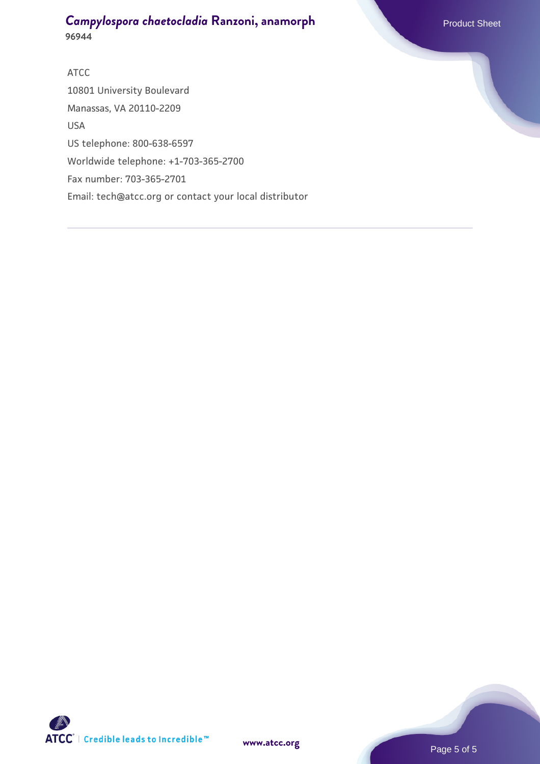ATCC

10801 University Boulevard

Manassas, VA 20110-2209

USA

US telephone: 800-638-6597

Worldwide telephone: +1-703-365-2700

Fax number: 703-365-2701

Email: tech@atcc.org or contact your local distributor